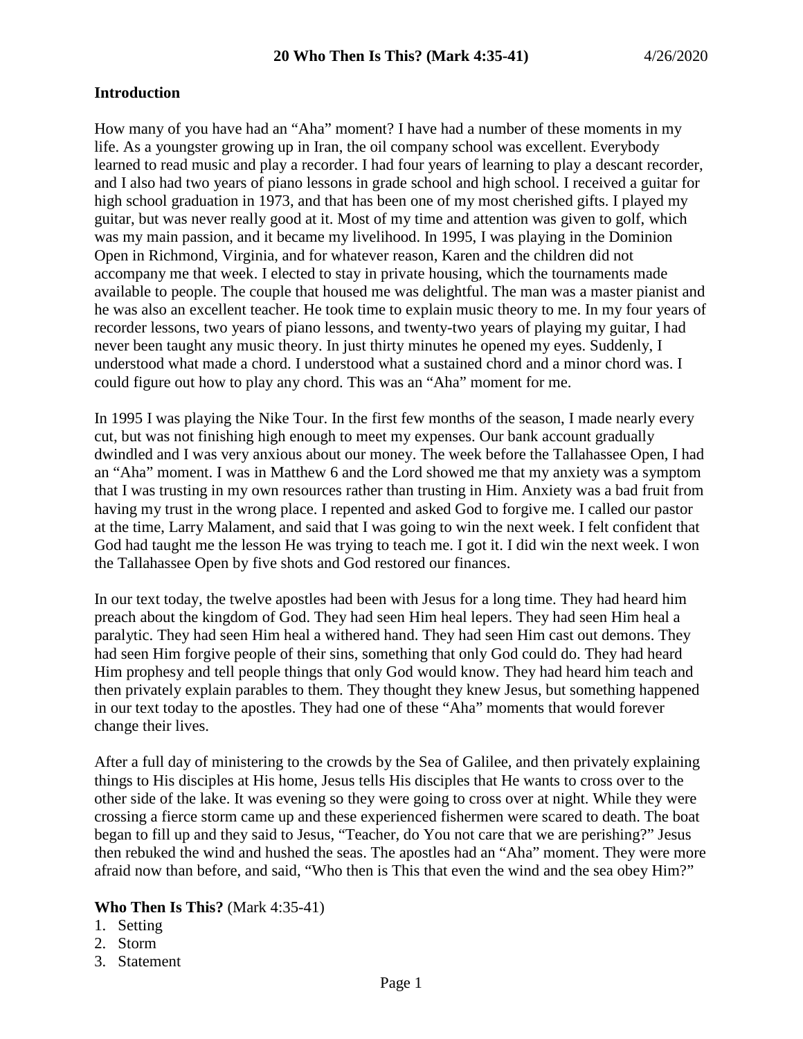**20 Who Then Is This? (Mark 4:35-41)** 4/26/2020

**Introduction**

How many of you have had an "Aha" moment? I have had a number of these moments in my life. As a youngster growing up in Iran, the oil company school was excellent. Everybody learned to read music and play a recorder. I had four years of learning to play a descant recorder, and I also had two years of piano lessons in grade school and high school. I received a guitar for high school graduation in 1973, and that has been one of my most cherished gifts. I played my guitar, but was never really good at it. Most of my time and attention was given to golf, which was my main passion, and it became my livelihood. In 1995, I was playing in the Dominion Open in Richmond, Virginia, and for whatever reason, Karen and the children did not accompany me that week. I elected to stay in private housing, which the tournaments made available to people. The couple that housed me was delightful. The man was a master pianist and he was also an excellent teacher. He took time to explain music theory to me. In my four years of recorder lessons, two years of piano lessons, and twenty-two years of playing my guitar, I had never been taught any music theory. In just thirty minutes he opened my eyes. Suddenly, I understood what made a chord. I understood what a sustained chord and a minor chord was. I could figure out how to play any chord. This was an "Aha" moment for me.

In 1995 I was playing the Nike Tour. In the first few months of the season, I made nearly every cut, but was not finishing high enough to meet my expenses. Our bank account gradually dwindled and I was very anxious about our money. The week before the Tallahassee Open, I had an "Aha" moment. I was in Matthew 6 and the Lord showed me that my anxiety was a symptom that I was trusting in my own resources rather than trusting in Him. Anxiety was a bad fruit from having my trust in the wrong place. I repented and asked God to forgive me. I called our pastor at the time, Larry Malament, and said that I was going to win the next week. I felt confident that God had taught me the lesson He was trying to teach me. I got it. I did win the next week. I won the Tallahassee Open by five shots and God restored our finances.

In our text today, the twelve apostles had been with Jesus for a long time. They had heard him preach about the kingdom of God. They had seen Him heal lepers. They had seen Him heal a paralytic. They had seen Him heal a withered hand. They had seen Him cast out demons. They had seen Him forgive people of their sins, something that only God could do. They had heard Him prophesy and tell people things that only God would know. They had heard him teach and then privately explain parables to them. They thought they knew Jesus, but something happened in our text today to the apostles. They had one of these "Aha" moments that would forever change their lives.

After a full day of ministering to the crowds by the Sea of Galilee, and then privately explaining things to His disciples at His home, Jesus tells His disciples that He wants to cross over to the other side of the lake. It was evening so they were going to cross over at night. While they were crossing a fierce storm came up and these experienced fishermen were scared to death. The boat began to fill up and they said to Jesus, "Teacher, do You not care that we are perishing?" Jesus then rebuked the wind and hushed the seas. The apostles had an "Aha" moment. They were more afraid now than before, and said, "Who then is This that even the wind and the sea obey Him?"

**Who Then Is This?** (Mark 4:35-41)

1. Setting
2. Storm
3. Statement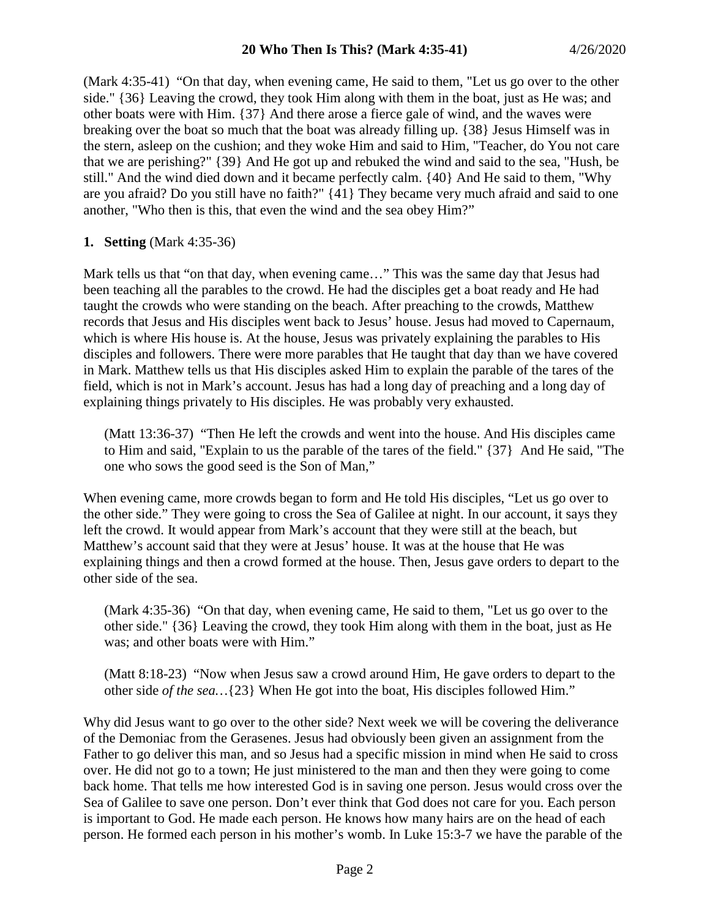(Mark 4:35-41) "On that day, when evening came, He said to them, "Let us go over to the other side." {36} Leaving the crowd, they took Him along with them in the boat, just as He was; and other boats were with Him. {37} And there arose a fierce gale of wind, and the waves were breaking over the boat so much that the boat was already filling up. {38} Jesus Himself was in the stern, asleep on the cushion; and they woke Him and said to Him, "Teacher, do You not care that we are perishing?" {39} And He got up and rebuked the wind and said to the sea, "Hush, be still." And the wind died down and it became perfectly calm. {40} And He said to them, "Why are you afraid? Do you still have no faith?" {41} They became very much afraid and said to one another, "Who then is this, that even the wind and the sea obey Him?"

1. **Setting** (Mark 4:35-36)

Mark tells us that "on that day, when evening came…" This was the same day that Jesus had been teaching all the parables to the crowd. He had the disciples get a boat ready and He had taught the crowds who were standing on the beach. After preaching to the crowds, Matthew records that Jesus and His disciples went back to Jesus' house. Jesus had moved to Capernaum, which is where His house is. At the house, Jesus was privately explaining the parables to His disciples and followers. There were more parables that He taught that day than we have covered in Mark. Matthew tells us that His disciples asked Him to explain the parable of the tares of the field, which is not in Mark's account. Jesus has had a long day of preaching and a long day of explaining things privately to His disciples. He was probably very exhausted.

> (Matt 13:36-37) "Then He left the crowds and went into the house. And His disciples came to Him and said, "Explain to us the parable of the tares of the field." {37} And He said, "The one who sows the good seed is the Son of Man,"

When evening came, more crowds began to form and He told His disciples, "Let us go over to the other side." They were going to cross the Sea of Galilee at night. In our account, it says they left the crowd. It would appear from Mark's account that they were still at the beach, but Matthew's account said that they were at Jesus' house. It was at the house that He was explaining things and then a crowd formed at the house. Then, Jesus gave orders to depart to the other side of the sea.

> (Mark 4:35-36) "On that day, when evening came, He said to them, "Let us go over to the other side." {36} Leaving the crowd, they took Him along with them in the boat, just as He was; and other boats were with Him."

> (Matt 8:18-23) "Now when Jesus saw a crowd around Him, He gave orders to depart to the other side *of the sea*…{23} When He got into the boat, His disciples followed Him."

Why did Jesus want to go over to the other side? Next week we will be covering the deliverance of the Demoniac from the Gerasenes. Jesus had obviously been given an assignment from the Father to go deliver this man, and so Jesus had a specific mission in mind when He said to cross over. He did not go to a town; He just ministered to the man and then they were going to come back home. That tells me how interested God is in saving one person. Jesus would cross over the Sea of Galilee to save one person. Don't ever think that God does not care for you. Each person is important to God. He made each person. He knows how many hairs are on the head of each person. He formed each person in his mother's womb. In Luke 15:3-7 we have the parable of the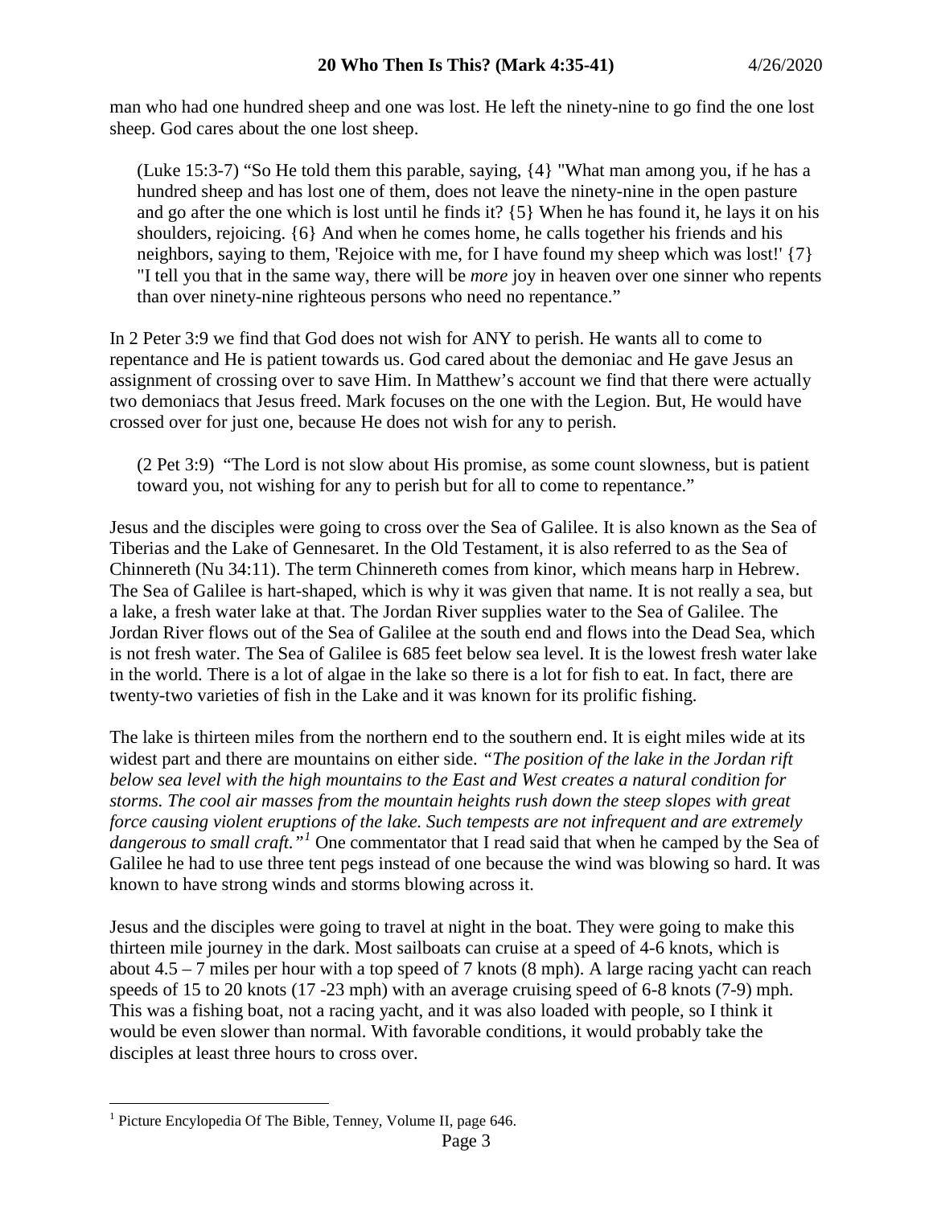man who had one hundred sheep and one was lost. He left the ninety-nine to go find the one lost sheep. God cares about the one lost sheep.

> (Luke 15:3-7) "So He told them this parable, saying, {4} "What man among you, if he has a hundred sheep and has lost one of them, does not leave the ninety-nine in the open pasture and go after the one which is lost until he finds it? {5} When he has found it, he lays it on his shoulders, rejoicing. {6} And when he comes home, he calls together his friends and his neighbors, saying to them, 'Rejoice with me, for I have found my sheep which was lost!' {7} "I tell you that in the same way, there will be *more* joy in heaven over one sinner who repents than over ninety-nine righteous persons who need no repentance."

In 2 Peter 3:9 we find that God does not wish for ANY to perish. He wants all to come to repentance and He is patient towards us. God cared about the demoniac and He gave Jesus an assignment of crossing over to save Him. In Matthew's account we find that there were actually two demoniacs that Jesus freed. Mark focuses on the one with the Legion. But, He would have crossed over for just one, because He does not wish for any to perish.

> (2 Pet 3:9) "The Lord is not slow about His promise, as some count slowness, but is patient toward you, not wishing for any to perish but for all to come to repentance."

Jesus and the disciples were going to cross over the Sea of Galilee. It is also known as the Sea of Tiberias and the Lake of Gennesaret. In the Old Testament, it is also referred to as the Sea of Chinnereth (Nu 34:11). The term Chinnereth comes from kinor, which means harp in Hebrew. The Sea of Galilee is hart-shaped, which is why it was given that name. It is not really a sea, but a lake, a fresh water lake at that. The Jordan River supplies water to the Sea of Galilee. The Jordan River flows out of the Sea of Galilee at the south end and flows into the Dead Sea, which is not fresh water. The Sea of Galilee is 685 feet below sea level. It is the lowest fresh water lake in the world. There is a lot of algae in the lake so there is a lot for fish to eat. In fact, there are twenty-two varieties of fish in the Lake and it was known for its prolific fishing.

The lake is thirteen miles from the northern end to the southern end. It is eight miles wide at its widest part and there are mountains on either side. *"The position of the lake in the Jordan rift below sea level with the high mountains to the East and West creates a natural condition for storms. The cool air masses from the mountain heights rush down the steep slopes with great force causing violent eruptions of the lake. Such tempests are not infrequent and are extremely dangerous to small craft."*[1] One commentator that I read said that when he camped by the Sea of Galilee he had to use three tent pegs instead of one because the wind was blowing so hard. It was known to have strong winds and storms blowing across it.

Jesus and the disciples were going to travel at night in the boat. They were going to make this thirteen mile journey in the dark. Most sailboats can cruise at a speed of 4-6 knots, which is about 4.5 – 7 miles per hour with a top speed of 7 knots (8 mph). A large racing yacht can reach speeds of 15 to 20 knots (17 -23 mph) with an average cruising speed of 6-8 knots (7-9) mph. This was a fishing boat, not a racing yacht, and it was also loaded with people, so I think it would be even slower than normal. With favorable conditions, it would probably take the disciples at least three hours to cross over.

---

[1] Picture Encylopedia Of The Bible, Tenney, Volume II, page 646.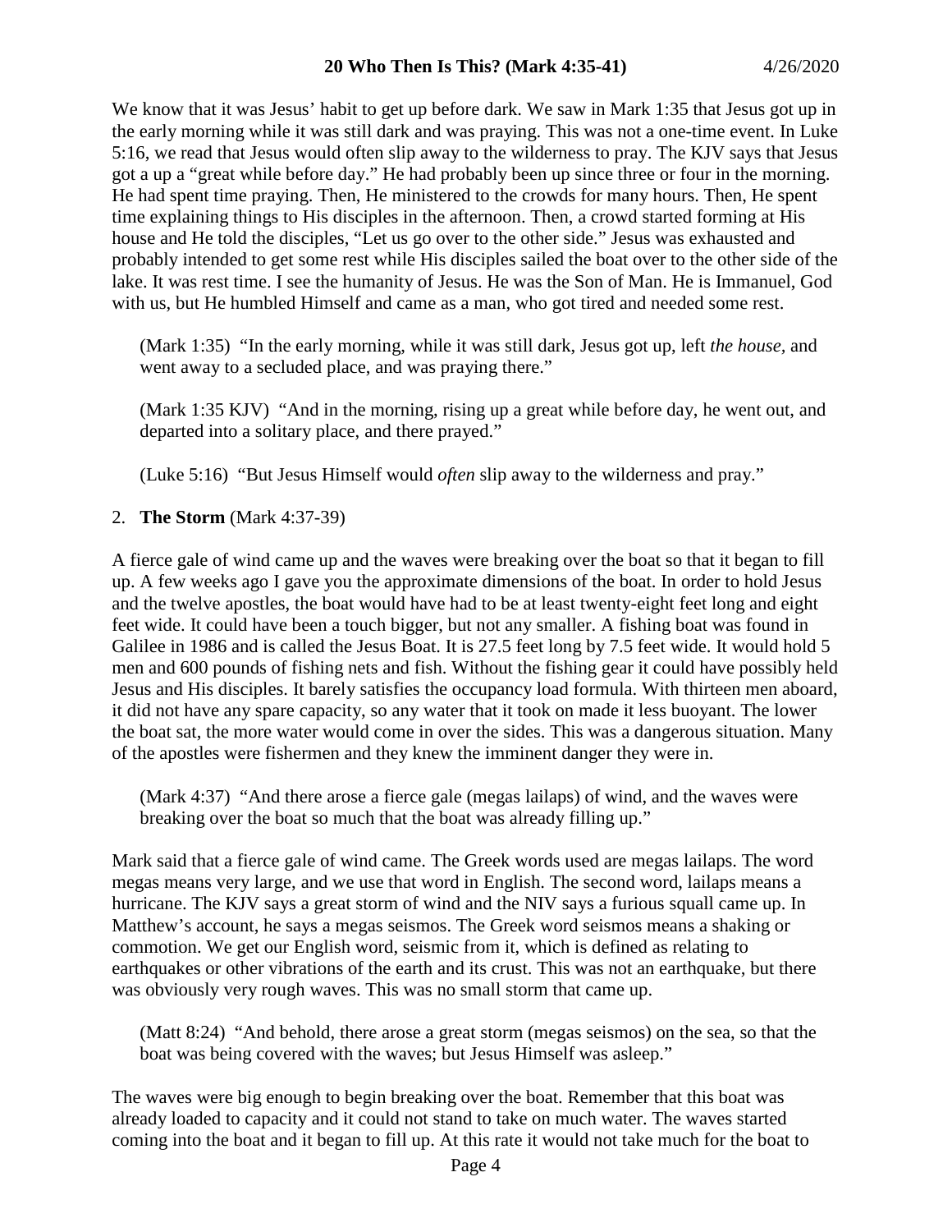We know that it was Jesus' habit to get up before dark. We saw in Mark 1:35 that Jesus got up in the early morning while it was still dark and was praying. This was not a one-time event. In Luke 5:16, we read that Jesus would often slip away to the wilderness to pray. The KJV says that Jesus got a up a "great while before day." He had probably been up since three or four in the morning. He had spent time praying. Then, He ministered to the crowds for many hours. Then, He spent time explaining things to His disciples in the afternoon. Then, a crowd started forming at His house and He told the disciples, "Let us go over to the other side." Jesus was exhausted and probably intended to get some rest while His disciples sailed the boat over to the other side of the lake. It was rest time. I see the humanity of Jesus. He was the Son of Man. He is Immanuel, God with us, but He humbled Himself and came as a man, who got tired and needed some rest.

> (Mark 1:35) "In the early morning, while it was still dark, Jesus got up, left *the house*, and went away to a secluded place, and was praying there."

> (Mark 1:35 KJV) "And in the morning, rising up a great while before day, he went out, and departed into a solitary place, and there prayed."

> (Luke 5:16) "But Jesus Himself would *often* slip away to the wilderness and pray."

2. **The Storm** (Mark 4:37-39)

A fierce gale of wind came up and the waves were breaking over the boat so that it began to fill up. A few weeks ago I gave you the approximate dimensions of the boat. In order to hold Jesus and the twelve apostles, the boat would have had to be at least twenty-eight feet long and eight feet wide. It could have been a touch bigger, but not any smaller. A fishing boat was found in Galilee in 1986 and is called the Jesus Boat. It is 27.5 feet long by 7.5 feet wide. It would hold 5 men and 600 pounds of fishing nets and fish. Without the fishing gear it could have possibly held Jesus and His disciples. It barely satisfies the occupancy load formula. With thirteen men aboard, it did not have any spare capacity, so any water that it took on made it less buoyant. The lower the boat sat, the more water would come in over the sides. This was a dangerous situation. Many of the apostles were fishermen and they knew the imminent danger they were in.

> (Mark 4:37) "And there arose a fierce gale (megas lailaps) of wind, and the waves were breaking over the boat so much that the boat was already filling up."

Mark said that a fierce gale of wind came. The Greek words used are megas lailaps. The word megas means very large, and we use that word in English. The second word, lailaps means a hurricane. The KJV says a great storm of wind and the NIV says a furious squall came up. In Matthew's account, he says a megas seismos. The Greek word seismos means a shaking or commotion. We get our English word, seismic from it, which is defined as relating to earthquakes or other vibrations of the earth and its crust. This was not an earthquake, but there was obviously very rough waves. This was no small storm that came up.

> (Matt 8:24) "And behold, there arose a great storm (megas seismos) on the sea, so that the boat was being covered with the waves; but Jesus Himself was asleep."

The waves were big enough to begin breaking over the boat. Remember that this boat was already loaded to capacity and it could not stand to take on much water. The waves started coming into the boat and it began to fill up. At this rate it would not take much for the boat to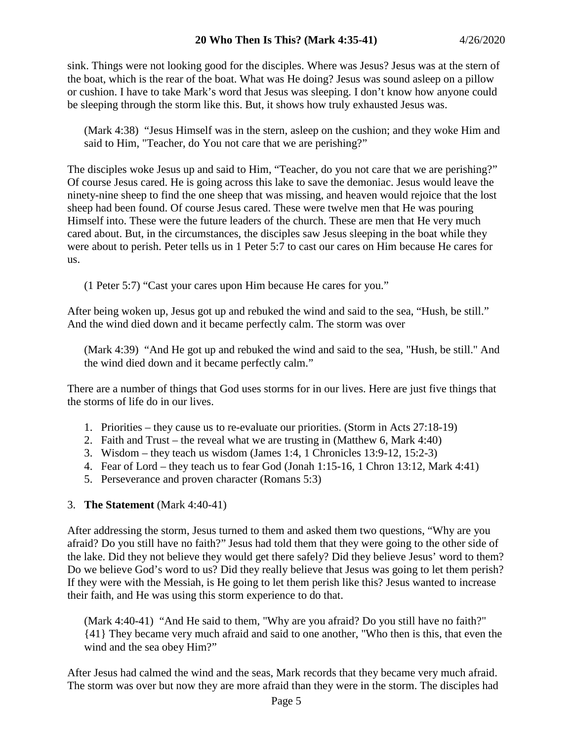sink. Things were not looking good for the disciples. Where was Jesus? Jesus was at the stern of the boat, which is the rear of the boat. What was He doing? Jesus was sound asleep on a pillow or cushion. I have to take Mark's word that Jesus was sleeping. I don't know how anyone could be sleeping through the storm like this. But, it shows how truly exhausted Jesus was.

> (Mark 4:38) "Jesus Himself was in the stern, asleep on the cushion; and they woke Him and said to Him, "Teacher, do You not care that we are perishing?"

The disciples woke Jesus up and said to Him, "Teacher, do you not care that we are perishing?" Of course Jesus cared. He is going across this lake to save the demoniac. Jesus would leave the ninety-nine sheep to find the one sheep that was missing, and heaven would rejoice that the lost sheep had been found. Of course Jesus cared. These were twelve men that He was pouring Himself into. These were the future leaders of the church. These are men that He very much cared about. But, in the circumstances, the disciples saw Jesus sleeping in the boat while they were about to perish. Peter tells us in 1 Peter 5:7 to cast our cares on Him because He cares for us.

> (1 Peter 5:7) "Cast your cares upon Him because He cares for you."

After being woken up, Jesus got up and rebuked the wind and said to the sea, "Hush, be still." And the wind died down and it became perfectly calm. The storm was over

> (Mark 4:39) "And He got up and rebuked the wind and said to the sea, "Hush, be still." And the wind died down and it became perfectly calm."

There are a number of things that God uses storms for in our lives. Here are just five things that the storms of life do in our lives.

1. Priorities – they cause us to re-evaluate our priorities. (Storm in Acts 27:18-19)
2. Faith and Trust – the reveal what we are trusting in (Matthew 6, Mark 4:40)
3. Wisdom – they teach us wisdom (James 1:4, 1 Chronicles 13:9-12, 15:2-3)
4. Fear of Lord – they teach us to fear God (Jonah 1:15-16, 1 Chron 13:12, Mark 4:41)
5. Perseverance and proven character (Romans 5:3)

3. **The Statement** (Mark 4:40-41)

After addressing the storm, Jesus turned to them and asked them two questions, "Why are you afraid? Do you still have no faith?" Jesus had told them that they were going to the other side of the lake. Did they not believe they would get there safely? Did they believe Jesus' word to them? Do we believe God's word to us? Did they really believe that Jesus was going to let them perish? If they were with the Messiah, is He going to let them perish like this? Jesus wanted to increase their faith, and He was using this storm experience to do that.

> (Mark 4:40-41) "And He said to them, "Why are you afraid? Do you still have no faith?" {41} They became very much afraid and said to one another, "Who then is this, that even the wind and the sea obey Him?"

After Jesus had calmed the wind and the seas, Mark records that they became very much afraid. The storm was over but now they are more afraid than they were in the storm. The disciples had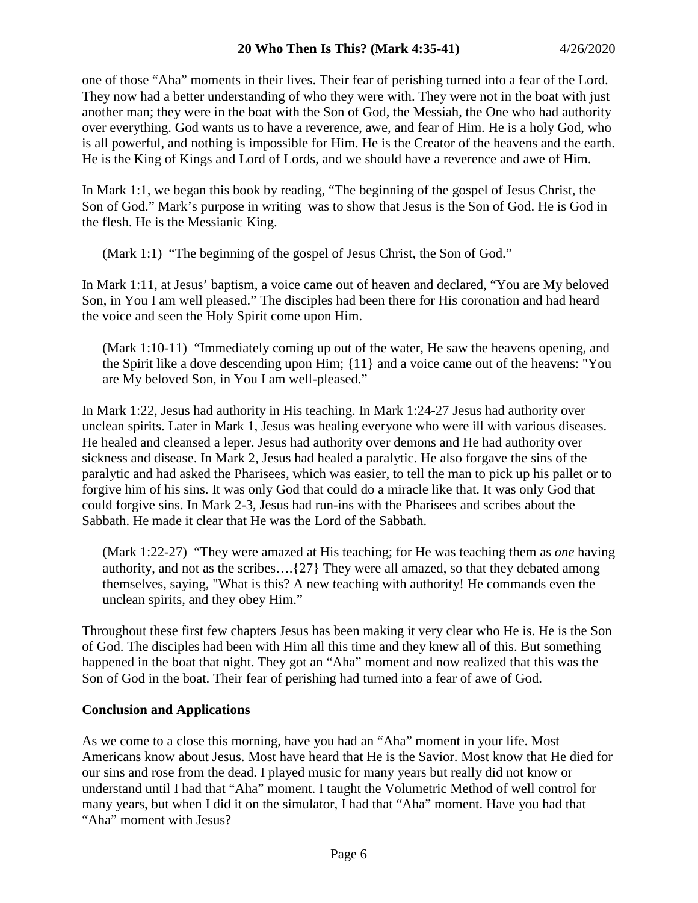one of those "Aha" moments in their lives. Their fear of perishing turned into a fear of the Lord. They now had a better understanding of who they were with. They were not in the boat with just another man; they were in the boat with the Son of God, the Messiah, the One who had authority over everything. God wants us to have a reverence, awe, and fear of Him. He is a holy God, who is all powerful, and nothing is impossible for Him. He is the Creator of the heavens and the earth. He is the King of Kings and Lord of Lords, and we should have a reverence and awe of Him.

In Mark 1:1, we began this book by reading, "The beginning of the gospel of Jesus Christ, the Son of God." Mark's purpose in writing was to show that Jesus is the Son of God. He is God in the flesh. He is the Messianic King.

> (Mark 1:1) "The beginning of the gospel of Jesus Christ, the Son of God."

In Mark 1:11, at Jesus' baptism, a voice came out of heaven and declared, "You are My beloved Son, in You I am well pleased." The disciples had been there for His coronation and had heard the voice and seen the Holy Spirit come upon Him.

> (Mark 1:10-11) "Immediately coming up out of the water, He saw the heavens opening, and the Spirit like a dove descending upon Him; {11} and a voice came out of the heavens: "You are My beloved Son, in You I am well-pleased."

In Mark 1:22, Jesus had authority in His teaching. In Mark 1:24-27 Jesus had authority over unclean spirits. Later in Mark 1, Jesus was healing everyone who were ill with various diseases. He healed and cleansed a leper. Jesus had authority over demons and He had authority over sickness and disease. In Mark 2, Jesus had healed a paralytic. He also forgave the sins of the paralytic and had asked the Pharisees, which was easier, to tell the man to pick up his pallet or to forgive him of his sins. It was only God that could do a miracle like that. It was only God that could forgive sins. In Mark 2-3, Jesus had run-ins with the Pharisees and scribes about the Sabbath. He made it clear that He was the Lord of the Sabbath.

> (Mark 1:22-27) "They were amazed at His teaching; for He was teaching them as *one* having authority, and not as the scribes….{27} They were all amazed, so that they debated among themselves, saying, "What is this? A new teaching with authority! He commands even the unclean spirits, and they obey Him."

Throughout these first few chapters Jesus has been making it very clear who He is. He is the Son of God. The disciples had been with Him all this time and they knew all of this. But something happened in the boat that night. They got an "Aha" moment and now realized that this was the Son of God in the boat. Their fear of perishing had turned into a fear of awe of God.

**Conclusion and Applications**

As we come to a close this morning, have you had an "Aha" moment in your life. Most Americans know about Jesus. Most have heard that He is the Savior. Most know that He died for our sins and rose from the dead. I played music for many years but really did not know or understand until I had that "Aha" moment. I taught the Volumetric Method of well control for many years, but when I did it on the simulator, I had that "Aha" moment. Have you had that "Aha" moment with Jesus?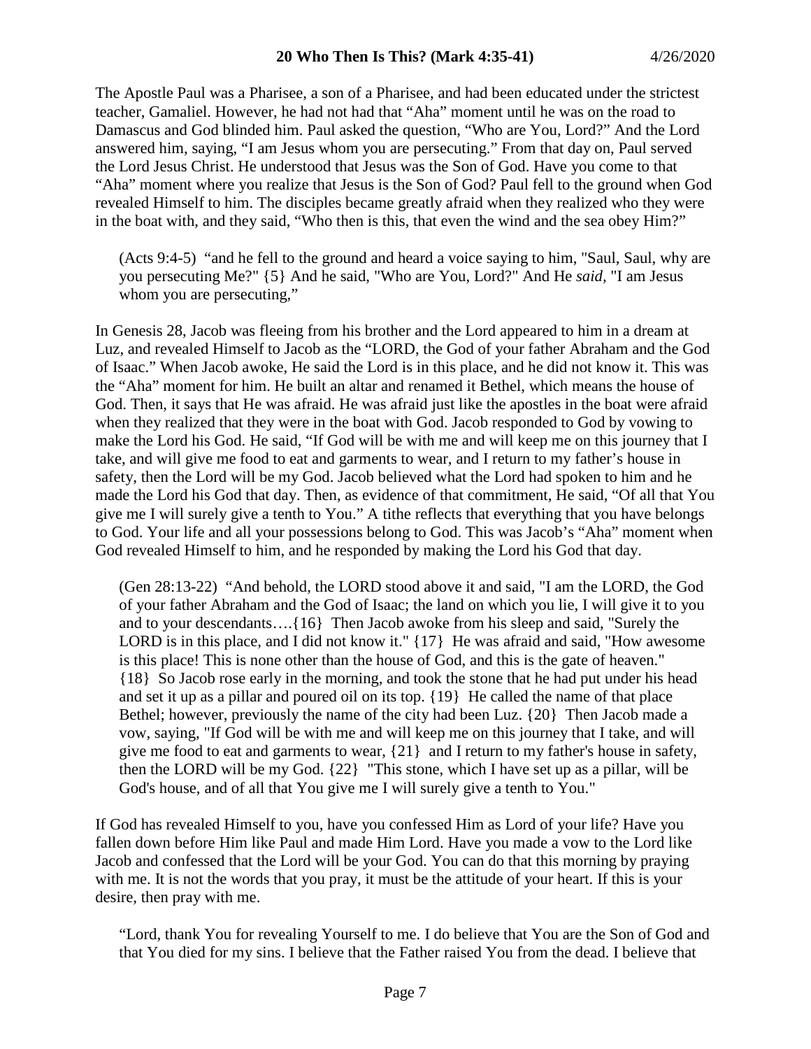The Apostle Paul was a Pharisee, a son of a Pharisee, and had been educated under the strictest teacher, Gamaliel. However, he had not had that "Aha" moment until he was on the road to Damascus and God blinded him. Paul asked the question, "Who are You, Lord?" And the Lord answered him, saying, "I am Jesus whom you are persecuting." From that day on, Paul served the Lord Jesus Christ. He understood that Jesus was the Son of God. Have you come to that "Aha" moment where you realize that Jesus is the Son of God? Paul fell to the ground when God revealed Himself to him. The disciples became greatly afraid when they realized who they were in the boat with, and they said, "Who then is this, that even the wind and the sea obey Him?"

> (Acts 9:4-5) "and he fell to the ground and heard a voice saying to him, "Saul, Saul, why are you persecuting Me?" {5} And he said, "Who are You, Lord?" And He *said*, "I am Jesus whom you are persecuting,"

In Genesis 28, Jacob was fleeing from his brother and the Lord appeared to him in a dream at Luz, and revealed Himself to Jacob as the "LORD, the God of your father Abraham and the God of Isaac." When Jacob awoke, He said the Lord is in this place, and he did not know it. This was the "Aha" moment for him. He built an altar and renamed it Bethel, which means the house of God. Then, it says that He was afraid. He was afraid just like the apostles in the boat were afraid when they realized that they were in the boat with God. Jacob responded to God by vowing to make the Lord his God. He said, "If God will be with me and will keep me on this journey that I take, and will give me food to eat and garments to wear, and I return to my father's house in safety, then the Lord will be my God. Jacob believed what the Lord had spoken to him and he made the Lord his God that day. Then, as evidence of that commitment, He said, "Of all that You give me I will surely give a tenth to You." A tithe reflects that everything that you have belongs to God. Your life and all your possessions belong to God. This was Jacob's "Aha" moment when God revealed Himself to him, and he responded by making the Lord his God that day.

> (Gen 28:13-22) "And behold, the LORD stood above it and said, "I am the LORD, the God of your father Abraham and the God of Isaac; the land on which you lie, I will give it to you and to your descendants….{16} Then Jacob awoke from his sleep and said, "Surely the LORD is in this place, and I did not know it." {17} He was afraid and said, "How awesome is this place! This is none other than the house of God, and this is the gate of heaven." {18} So Jacob rose early in the morning, and took the stone that he had put under his head and set it up as a pillar and poured oil on its top. {19} He called the name of that place Bethel; however, previously the name of the city had been Luz. {20} Then Jacob made a vow, saying, "If God will be with me and will keep me on this journey that I take, and will give me food to eat and garments to wear, {21} and I return to my father's house in safety, then the LORD will be my God. {22} "This stone, which I have set up as a pillar, will be God's house, and of all that You give me I will surely give a tenth to You."

If God has revealed Himself to you, have you confessed Him as Lord of your life? Have you fallen down before Him like Paul and made Him Lord. Have you made a vow to the Lord like Jacob and confessed that the Lord will be your God. You can do that this morning by praying with me. It is not the words that you pray, it must be the attitude of your heart. If this is your desire, then pray with me.

> "Lord, thank You for revealing Yourself to me. I do believe that You are the Son of God and that You died for my sins. I believe that the Father raised You from the dead. I believe that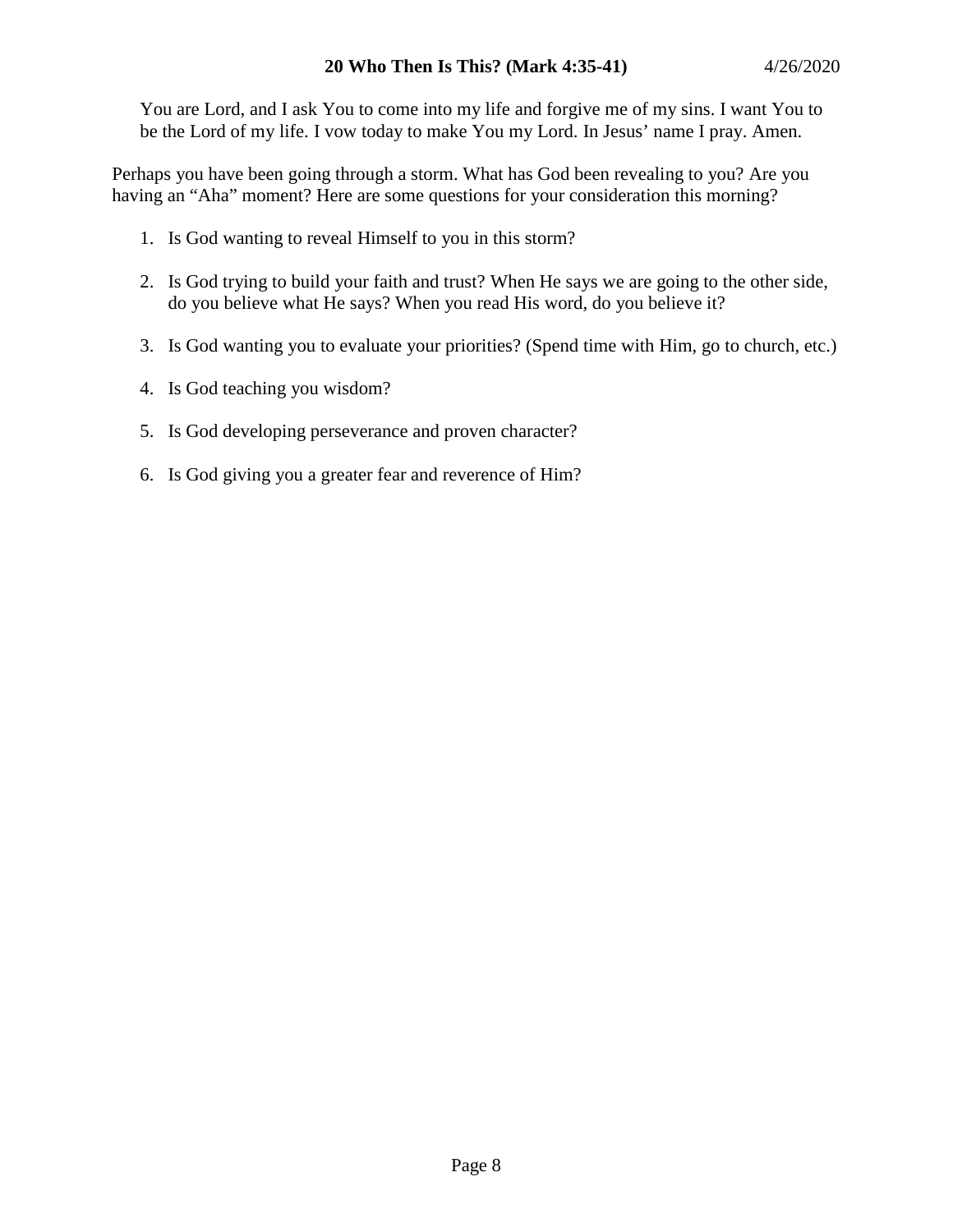You are Lord, and I ask You to come into my life and forgive me of my sins. I want You to be the Lord of my life. I vow today to make You my Lord. In Jesus' name I pray. Amen.

Perhaps you have been going through a storm. What has God been revealing to you? Are you having an "Aha" moment? Here are some questions for your consideration this morning?

1. Is God wanting to reveal Himself to you in this storm?
2. Is God trying to build your faith and trust? When He says we are going to the other side, do you believe what He says? When you read His word, do you believe it?
3. Is God wanting you to evaluate your priorities? (Spend time with Him, go to church, etc.)
4. Is God teaching you wisdom?
5. Is God developing perseverance and proven character?
6. Is God giving you a greater fear and reverence of Him?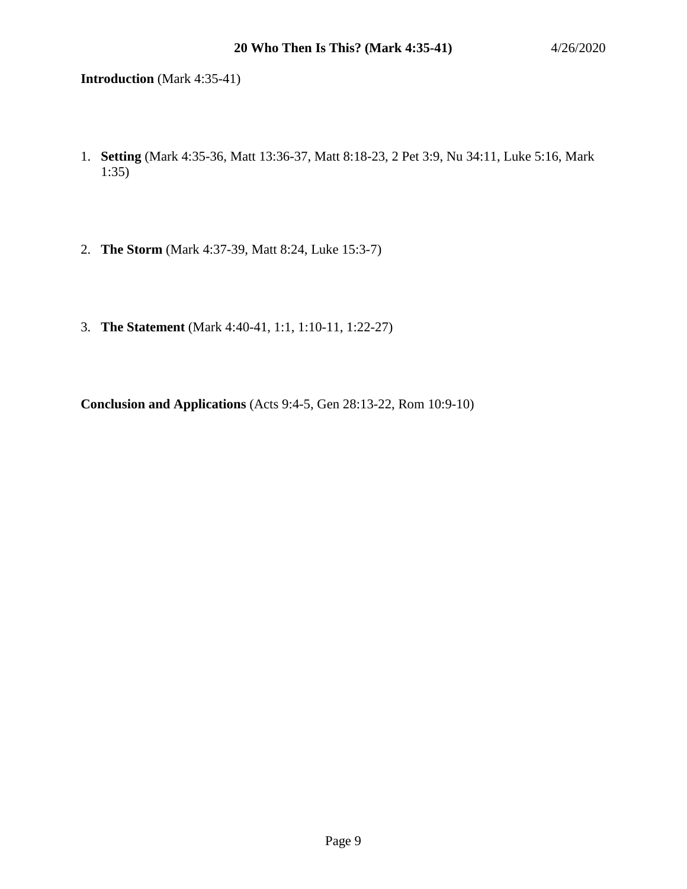# 20 Who Then Is This? (Mark 4:35-41) 4/26/2020

**Introduction** (Mark 4:35-41)

1. **Setting** (Mark 4:35-36, Matt 13:36-37, Matt 8:18-23, 2 Pet 3:9, Nu 34:11, Luke 5:16, Mark 1:35)

2. **The Storm** (Mark 4:37-39, Matt 8:24, Luke 15:3-7)

3. **The Statement** (Mark 4:40-41, 1:1, 1:10-11, 1:22-27)

**Conclusion and Applications** (Acts 9:4-5, Gen 28:13-22, Rom 10:9-10)